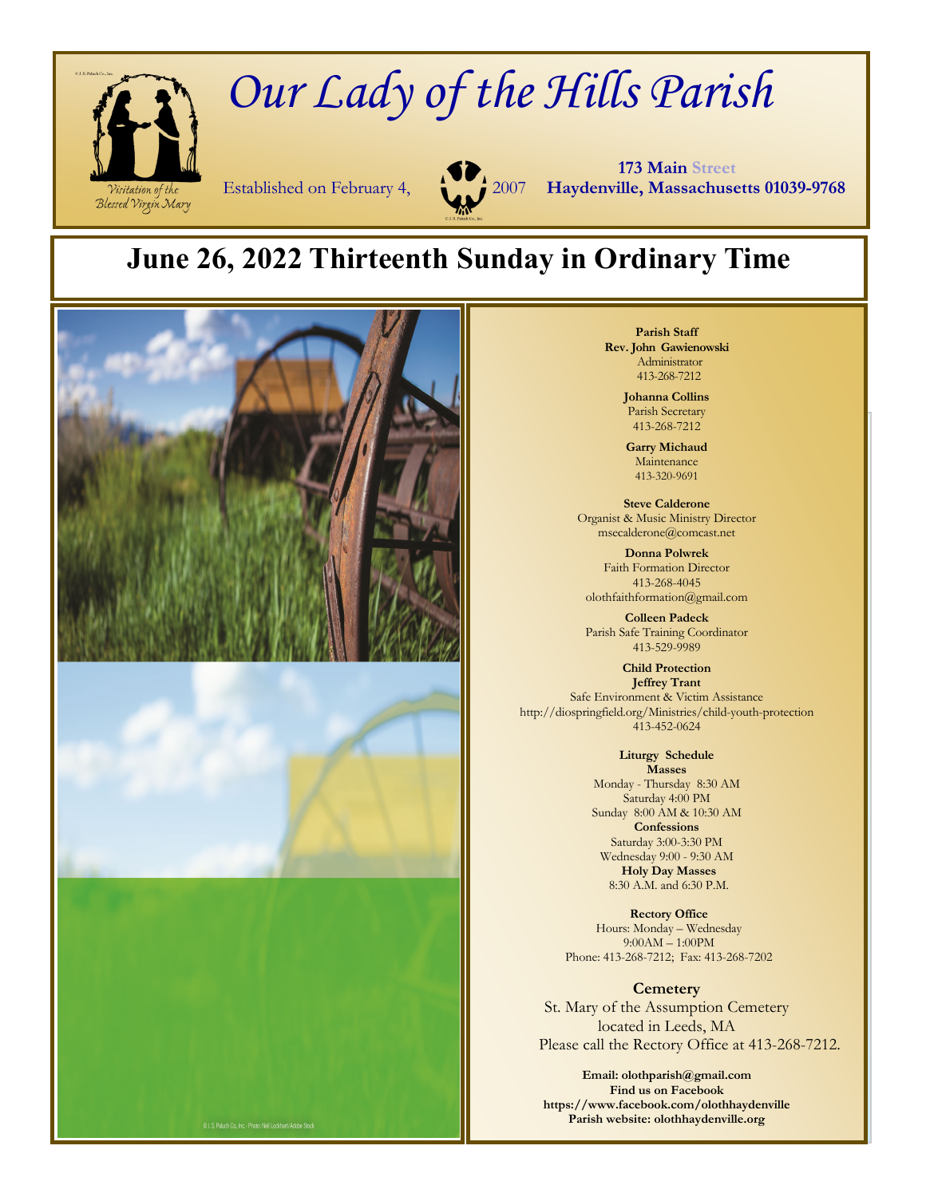# Our Lady of the Hills Parish

Visitation of the Blessed Virgin Mary

Established on February 4, 2007

**173 Main Street**
**Haydenville, Massachusetts 01039-9768**

## June 26, 2022 Thirteenth Sunday in Ordinary Time

**Parish Staff**

**Rev. John Gawienowski**
Administrator
413-268-7212

**Johanna Collins**
Parish Secretary
413-268-7212

**Garry Michaud**
Maintenance
413-320-9691

**Steve Calderone**
Organist & Music Ministry Director
msecalderone@comcast.net

**Donna Polwrek**
Faith Formation Director
413-268-4045
olothfaithformation@gmail.com

**Colleen Padeck**
Parish Safe Training Coordinator
413-529-9989

**Child Protection**
**Jeffrey Trant**
Safe Environment & Victim Assistance
http://diospringfield.org/Ministries/child-youth-protection
413-452-0624

**Liturgy Schedule**

**Masses**
Monday - Thursday 8:30 AM
Saturday 4:00 PM
Sunday 8:00 AM & 10:30 AM

**Confessions**
Saturday 3:00-3:30 PM
Wednesday 9:00 - 9:30 AM

**Holy Day Masses**
8:30 A.M. and 6:30 P.M.

**Rectory Office**
Hours: Monday – Wednesday
9:00AM – 1:00PM
Phone: 413-268-7212; Fax: 413-268-7202

**Cemetery**
St. Mary of the Assumption Cemetery
located in Leeds, MA
Please call the Rectory Office at 413-268-7212.

**Email: olothparish@gmail.com**
**Find us on Facebook**
**https://www.facebook.com/olothhaydenville**
**Parish website: olothhaydenville.org**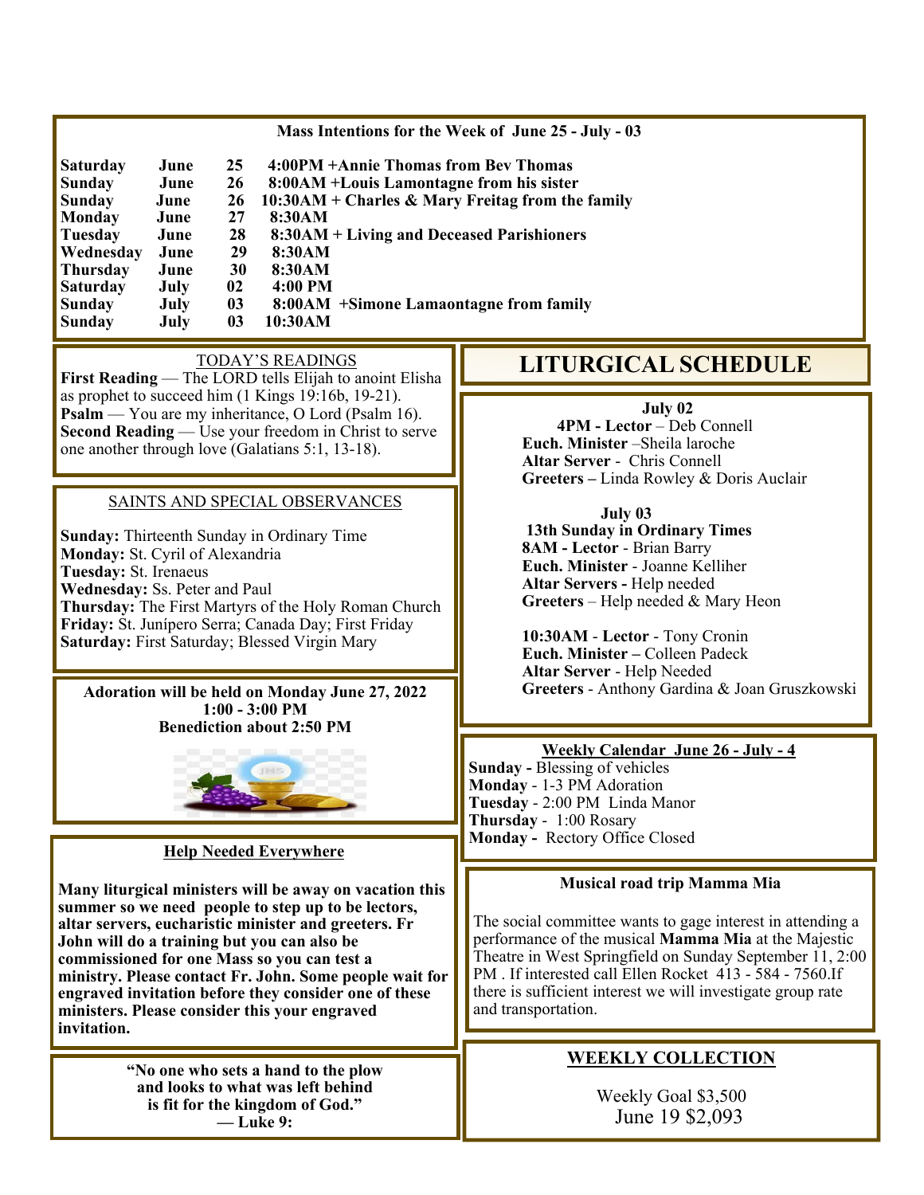## Mass Intentions for the Week of June 25 - July - 03

| Day | Month | Date | Intention |
|---|---|---|---|
| Saturday | June | 25 | 4:00PM +Annie Thomas from Bev Thomas |
| Sunday | June | 26 | 8:00AM +Louis Lamontagne from his sister |
| Sunday | June | 26 | 10:30AM + Charles & Mary Freitag from the family |
| Monday | June | 27 | 8:30AM |
| Tuesday | June | 28 | 8:30AM + Living and Deceased Parishioners |
| Wednesday | June | 29 | 8:30AM |
| Thursday | June | 30 | 8:30AM |
| Saturday | July | 02 | 4:00 PM |
| Sunday | July | 03 | 8:00AM +Simone Lamaontagne from family |
| Sunday | July | 03 | 10:30AM |

### TODAY'S READINGS

**First Reading** — The LORD tells Elijah to anoint Elisha as prophet to succeed him (1 Kings 19:16b, 19-21).
**Psalm** — You are my inheritance, O Lord (Psalm 16).
**Second Reading** — Use your freedom in Christ to serve one another through love (Galatians 5:1, 13-18).

### SAINTS AND SPECIAL OBSERVANCES

**Sunday:** Thirteenth Sunday in Ordinary Time
**Monday:** St. Cyril of Alexandria
**Tuesday:** St. Irenaeus
**Wednesday:** Ss. Peter and Paul
**Thursday:** The First Martyrs of the Holy Roman Church
**Friday:** St. Junípero Serra; Canada Day; First Friday
**Saturday:** First Saturday; Blessed Virgin Mary

**Adoration will be held on Monday June 27, 2022**
**1:00 - 3:00 PM**
**Benediction about 2:50 PM**

### Help Needed Everywhere

**Many liturgical ministers will be away on vacation this summer so we need people to step up to be lectors, altar servers, eucharistic minister and greeters. Fr John will do a training but you can also be commissioned for one Mass so you can test a ministry. Please contact Fr. John. Some people wait for engraved invitation before they consider one of these ministers. Please consider this your engraved invitation.**

**"No one who sets a hand to the plow and looks to what was left behind is fit for the kingdom of God."**
**— Luke 9:**

## LITURGICAL SCHEDULE

**July 02**
**4PM - Lector** – Deb Connell
**Euch. Minister** –Sheila laroche
**Altar Server** - Chris Connell
**Greeters –** Linda Rowley & Doris Auclair

**July 03**
**13th Sunday in Ordinary Times**
**8AM - Lector** - Brian Barry
**Euch. Minister** - Joanne Kelliher
**Altar Servers -** Help needed
**Greeters** – Help needed & Mary Heon

**10:30AM** - **Lector** - Tony Cronin
**Euch. Minister –** Colleen Padeck
**Altar Server** - Help Needed
**Greeters** - Anthony Gardina & Joan Gruszkowski

### Weekly Calendar June 26 - July - 4

**Sunday -** Blessing of vehicles
**Monday** - 1-3 PM Adoration
**Tuesday** - 2:00 PM Linda Manor
**Thursday** - 1:00 Rosary
**Monday -** Rectory Office Closed

### Musical road trip Mamma Mia

The social committee wants to gage interest in attending a performance of the musical **Mamma Mia** at the Majestic Theatre in West Springfield on Sunday September 11, 2:00 PM . If interested call Ellen Rocket 413 - 584 - 7560.If there is sufficient interest we will investigate group rate and transportation.

### WEEKLY COLLECTION

Weekly Goal $3,500
June 19 $2,093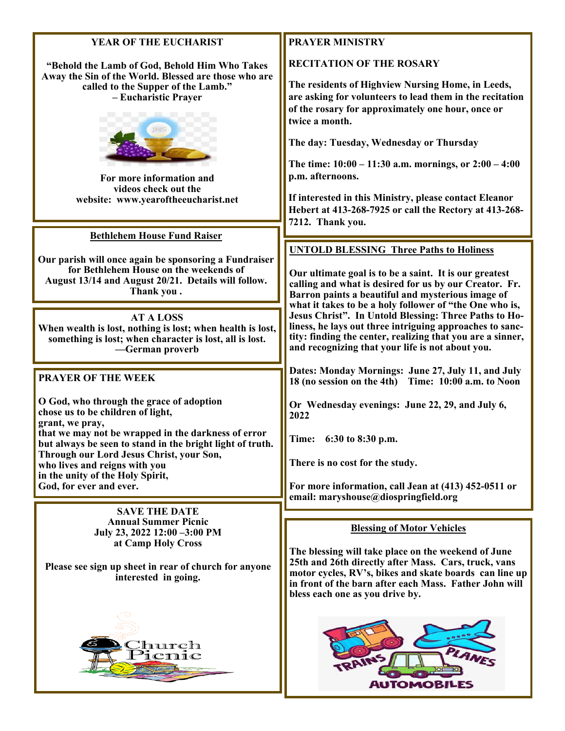## YEAR OF THE EUCHARIST

**"Behold the Lamb of God, Behold Him Who Takes Away the Sin of the World. Blessed are those who are called to the Supper of the Lamb."**
**– Eucharistic Prayer**

**For more information and videos check out the website: www.yearoftheeucharist.net**

## Bethlehem House Fund Raiser

**Our parish will once again be sponsoring a Fundraiser for Bethlehem House on the weekends of August 13/14 and August 20/21. Details will follow. Thank you .**

## AT A LOSS

**When wealth is lost, nothing is lost; when health is lost, something is lost; when character is lost, all is lost.**
**—German proverb**

## PRAYER OF THE WEEK

**O God, who through the grace of adoption**
**chose us to be children of light,**
**grant, we pray,**
**that we may not be wrapped in the darkness of error**
**but always be seen to stand in the bright light of truth.**
**Through our Lord Jesus Christ, your Son,**
**who lives and reigns with you**
**in the unity of the Holy Spirit,**
**God, for ever and ever.**

## SAVE THE DATE

**Annual Summer Picnic**
**July 23, 2022 12:00 –3:00 PM**
**at Camp Holy Cross**

**Please see sign up sheet in rear of church for anyone interested in going.**

## PRAYER MINISTRY

### RECITATION OF THE ROSARY

**The residents of Highview Nursing Home, in Leeds, are asking for volunteers to lead them in the recitation of the rosary for approximately one hour, once or twice a month.**

**The day: Tuesday, Wednesday or Thursday**

**The time: 10:00 – 11:30 a.m. mornings, or 2:00 – 4:00 p.m. afternoons.**

**If interested in this Ministry, please contact Eleanor Hebert at 413-268-7925 or call the Rectory at 413-268-7212. Thank you.**

## UNTOLD BLESSING Three Paths to Holiness

**Our ultimate goal is to be a saint. It is our greatest calling and what is desired for us by our Creator. Fr. Barron paints a beautiful and mysterious image of what it takes to be a holy follower of "the One who is, Jesus Christ". In Untold Blessing: Three Paths to Holiness, he lays out three intriguing approaches to sanctity: finding the center, realizing that you are a sinner, and recognizing that your life is not about you.**

**Dates: Monday Mornings: June 27, July 11, and July 18 (no session on the 4th) Time: 10:00 a.m. to Noon**

**Or Wednesday evenings: June 22, 29, and July 6, 2022**

**Time: 6:30 to 8:30 p.m.**

**There is no cost for the study.**

**For more information, call Jean at (413) 452-0511 or email: maryshouse@diospringfield.org**

## Blessing of Motor Vehicles

**The blessing will take place on the weekend of June 25th and 26th directly after Mass. Cars, truck, vans motor cycles, RV's, bikes and skate boards can line up in front of the barn after each Mass. Father John will bless each one as you drive by.**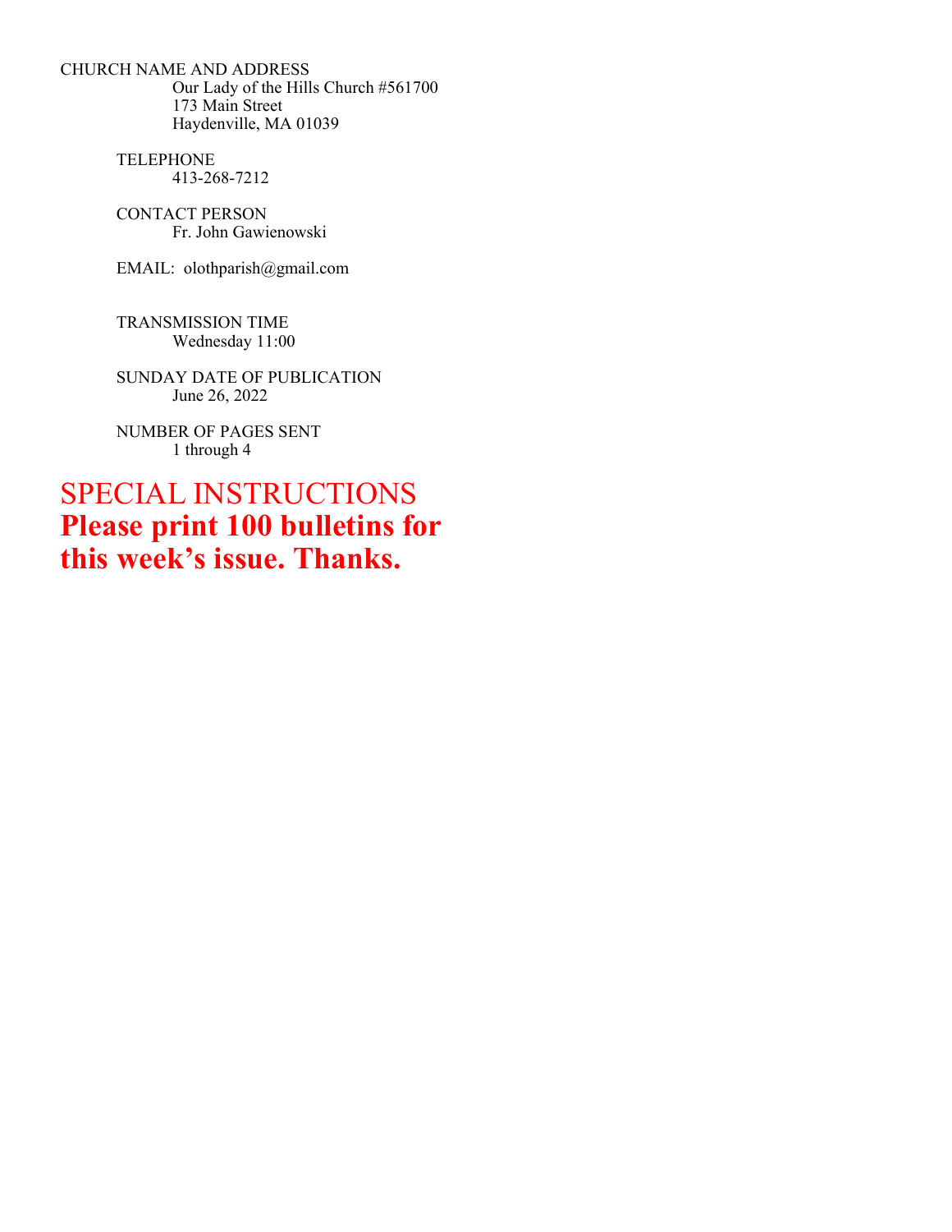CHURCH NAME AND ADDRESS

Our Lady of the Hills Church #561700
173 Main Street
Haydenville, MA 01039

TELEPHONE

413-268-7212

CONTACT PERSON

Fr. John Gawienowski

EMAIL: olothparish@gmail.com

TRANSMISSION TIME

Wednesday 11:00

SUNDAY DATE OF PUBLICATION

June 26, 2022

NUMBER OF PAGES SENT

1 through 4

# SPECIAL INSTRUCTIONS

**Please print 100 bulletins for this week's issue. Thanks.**